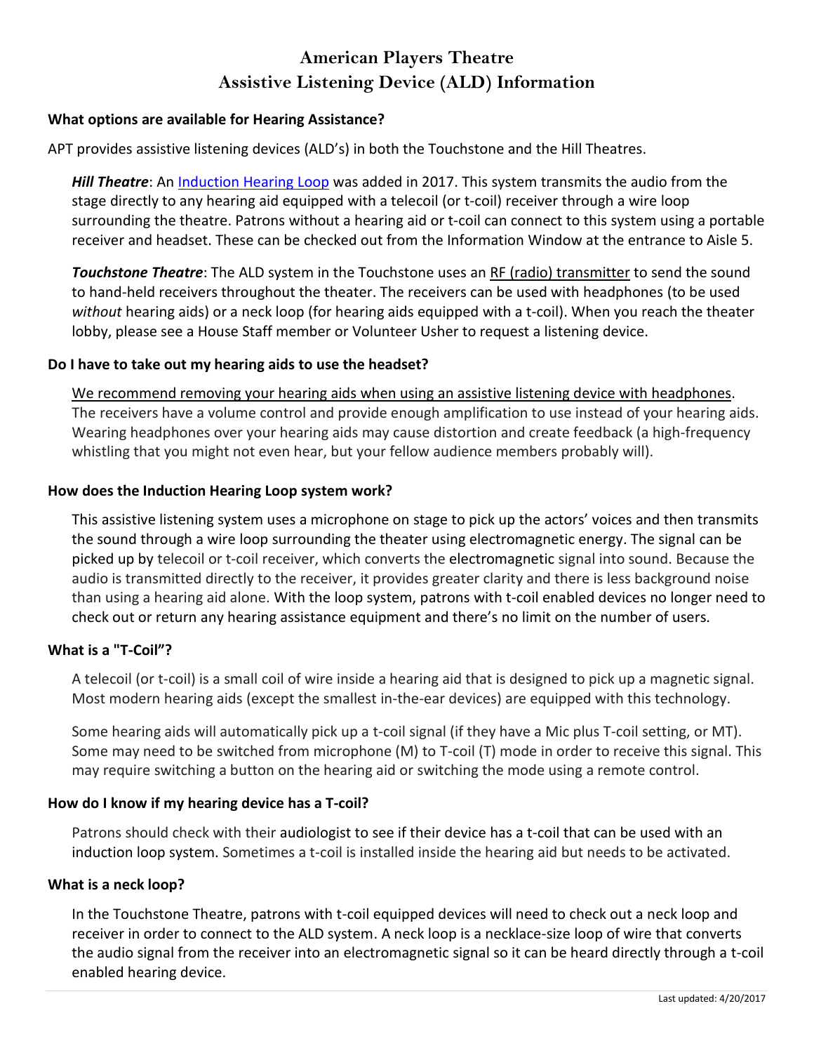# American Players Theatre
# Assistive Listening Device (ALD) Information

**What options are available for Hearing Assistance?**

APT provides assistive listening devices (ALD's) in both the Touchstone and the Hill Theatres.

***Hill Theatre***: An Induction Hearing Loop was added in 2017. This system transmits the audio from the stage directly to any hearing aid equipped with a telecoil (or t-coil) receiver through a wire loop surrounding the theatre. Patrons without a hearing aid or t-coil can connect to this system using a portable receiver and headset. These can be checked out from the Information Window at the entrance to Aisle 5.

***Touchstone Theatre***: The ALD system in the Touchstone uses an RF (radio) transmitter to send the sound to hand-held receivers throughout the theater. The receivers can be used with headphones (to be used *without* hearing aids) or a neck loop (for hearing aids equipped with a t-coil). When you reach the theater lobby, please see a House Staff member or Volunteer Usher to request a listening device.

**Do I have to take out my hearing aids to use the headset?**

We recommend removing your hearing aids when using an assistive listening device with headphones. The receivers have a volume control and provide enough amplification to use instead of your hearing aids. Wearing headphones over your hearing aids may cause distortion and create feedback (a high-frequency whistling that you might not even hear, but your fellow audience members probably will).

**How does the Induction Hearing Loop system work?**

This assistive listening system uses a microphone on stage to pick up the actors' voices and then transmits the sound through a wire loop surrounding the theater using electromagnetic energy. The signal can be picked up by telecoil or t-coil receiver, which converts the electromagnetic signal into sound. Because the audio is transmitted directly to the receiver, it provides greater clarity and there is less background noise than using a hearing aid alone. With the loop system, patrons with t-coil enabled devices no longer need to check out or return any hearing assistance equipment and there's no limit on the number of users.

**What is a "T-Coil"?**

A telecoil (or t-coil) is a small coil of wire inside a hearing aid that is designed to pick up a magnetic signal. Most modern hearing aids (except the smallest in-the-ear devices) are equipped with this technology.

Some hearing aids will automatically pick up a t-coil signal (if they have a Mic plus T-coil setting, or MT). Some may need to be switched from microphone (M) to T-coil (T) mode in order to receive this signal. This may require switching a button on the hearing aid or switching the mode using a remote control.

**How do I know if my hearing device has a T-coil?**

Patrons should check with their audiologist to see if their device has a t-coil that can be used with an induction loop system. Sometimes a t-coil is installed inside the hearing aid but needs to be activated.

**What is a neck loop?**

In the Touchstone Theatre, patrons with t-coil equipped devices will need to check out a neck loop and receiver in order to connect to the ALD system. A neck loop is a necklace-size loop of wire that converts the audio signal from the receiver into an electromagnetic signal so it can be heard directly through a t-coil enabled hearing device.

Last updated: 4/20/2017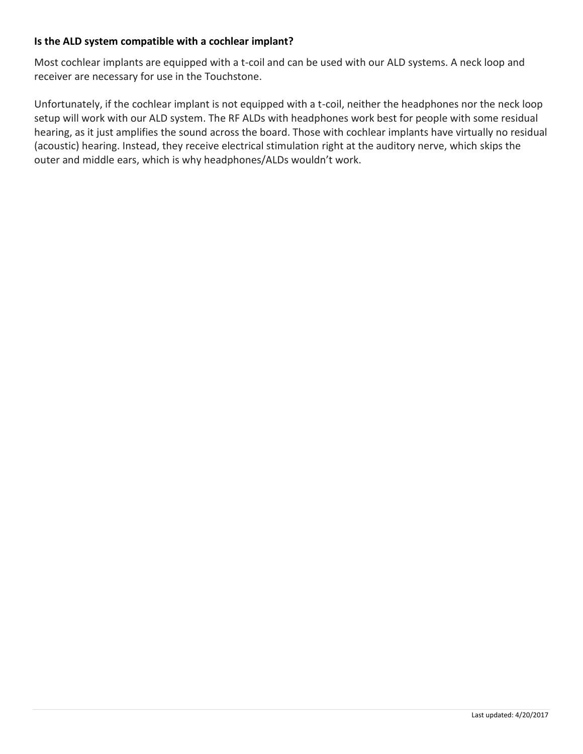**Is the ALD system compatible with a cochlear implant?**

Most cochlear implants are equipped with a t-coil and can be used with our ALD systems. A neck loop and receiver are necessary for use in the Touchstone.

Unfortunately, if the cochlear implant is not equipped with a t-coil, neither the headphones nor the neck loop setup will work with our ALD system. The RF ALDs with headphones work best for people with some residual hearing, as it just amplifies the sound across the board. Those with cochlear implants have virtually no residual (acoustic) hearing. Instead, they receive electrical stimulation right at the auditory nerve, which skips the outer and middle ears, which is why headphones/ALDs wouldn't work.

Last updated: 4/20/2017